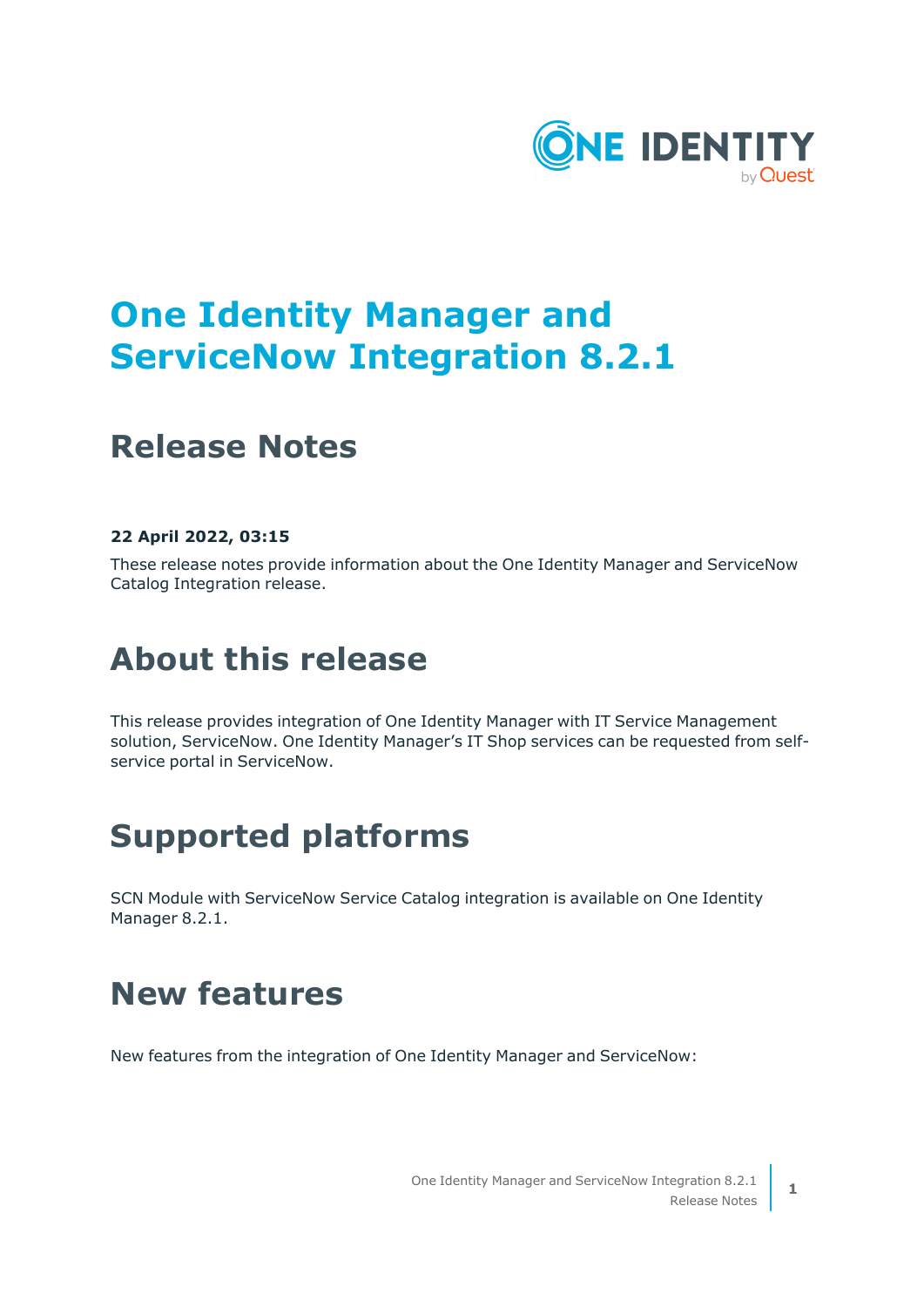# One Identity Manager and ServiceNow Integration 8.2.1

## Release Notes

**22 April 2022, 03:15**

These release notes provide information about the One Identity Manager and ServiceNow Catalog Integration release.

# About this release

This release provides integration of One Identity Manager with IT Service Management solution, ServiceNow. One Identity Manager's IT Shop services can be requested from self-service portal in ServiceNow.

# Supported platforms

SCN Module with ServiceNow Service Catalog integration is available on One Identity Manager 8.2.1.

# New features

New features from the integration of One Identity Manager and ServiceNow: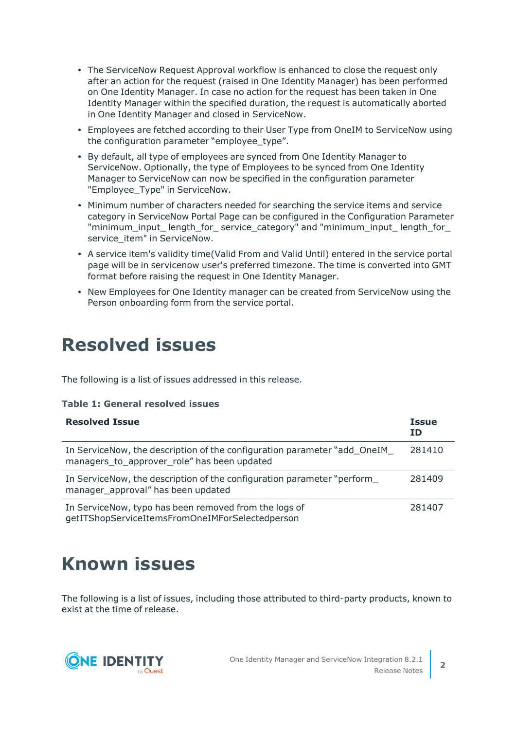- The ServiceNow Request Approval workflow is enhanced to close the request only after an action for the request (raised in One Identity Manager) has been performed on One Identity Manager. In case no action for the request has been taken in One Identity Manager within the specified duration, the request is automatically aborted in One Identity Manager and closed in ServiceNow.
- Employees are fetched according to their User Type from OneIM to ServiceNow using the configuration parameter “employee_type”.
- By default, all type of employees are synced from One Identity Manager to ServiceNow. Optionally, the type of Employees to be synced from One Identity Manager to ServiceNow can now be specified in the configuration parameter "Employee_Type" in ServiceNow.
- Minimum number of characters needed for searching the service items and service category in ServiceNow Portal Page can be configured in the Configuration Parameter "minimum_input_ length_for_ service_category" and "minimum_input_ length_for_ service_item" in ServiceNow.
- A service item's validity time(Valid From and Valid Until) entered in the service portal page will be in servicenow user's preferred timezone. The time is converted into GMT format before raising the request in One Identity Manager.
- New Employees for One Identity manager can be created from ServiceNow using the Person onboarding form from the service portal.

# Resolved issues

The following is a list of issues addressed in this release.

**Table 1: General resolved issues**

| Resolved Issue | Issue ID |
|---|---|
| In ServiceNow, the description of the configuration parameter “add_OneIM_ managers_to_approver_role” has been updated | 281410 |
| In ServiceNow, the description of the configuration parameter “perform_ manager_approval” has been updated | 281409 |
| In ServiceNow, typo has been removed from the logs of getITShopServiceItemsFromOneIMForSelectedperson | 281407 |

# Known issues

The following is a list of issues, including those attributed to third-party products, known to exist at the time of release.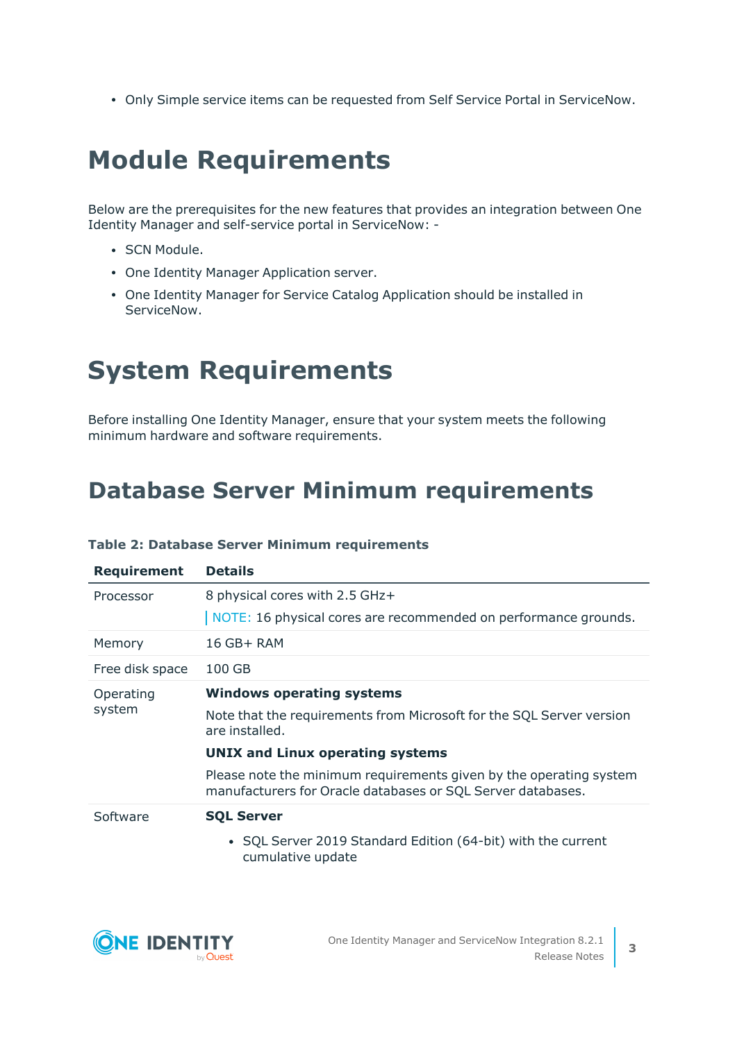- Only Simple service items can be requested from Self Service Portal in ServiceNow.

# Module Requirements

Below are the prerequisites for the new features that provides an integration between One Identity Manager and self-service portal in ServiceNow: -

- SCN Module.
- One Identity Manager Application server.
- One Identity Manager for Service Catalog Application should be installed in ServiceNow.

# System Requirements

Before installing One Identity Manager, ensure that your system meets the following minimum hardware and software requirements.

## Database Server Minimum requirements

**Table 2: Database Server Minimum requirements**

| Requirement | Details |
| --- | --- |
| Processor | 8 physical cores with 2.5 GHz+<br>NOTE: 16 physical cores are recommended on performance grounds. |
| Memory | 16 GB+ RAM |
| Free disk space | 100 GB |
| Operating system | **Windows operating systems**<br>Note that the requirements from Microsoft for the SQL Server version are installed.<br>**UNIX and Linux operating systems**<br>Please note the minimum requirements given by the operating system manufacturers for Oracle databases or SQL Server databases. |
| Software | **SQL Server**<br>• SQL Server 2019 Standard Edition (64-bit) with the current cumulative update |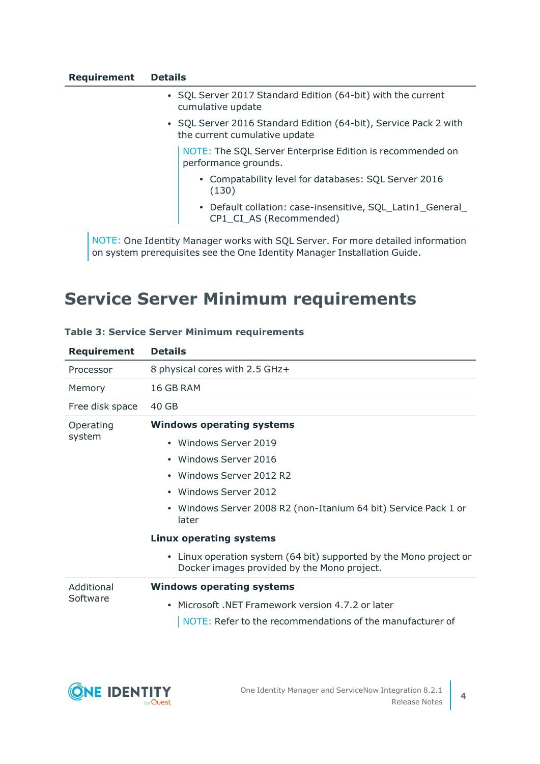| Requirement | Details |
| --- | --- |
| | • SQL Server 2017 Standard Edition (64-bit) with the current cumulative update<br>• SQL Server 2016 Standard Edition (64-bit), Service Pack 2 with the current cumulative update<br>NOTE: The SQL Server Enterprise Edition is recommended on performance grounds.<br>• Compatability level for databases: SQL Server 2016 (130)<br>• Default collation: case-insensitive, SQL_Latin1_General_CP1_CI_AS (Recommended) |

NOTE: One Identity Manager works with SQL Server. For more detailed information on system prerequisites see the One Identity Manager Installation Guide.

# Service Server Minimum requirements

**Table 3: Service Server Minimum requirements**

| Requirement | Details |
| --- | --- |
| Processor | 8 physical cores with 2.5 GHz+ |
| Memory | 16 GB RAM |
| Free disk space | 40 GB |
| Operating system | **Windows operating systems**<br>• Windows Server 2019<br>• Windows Server 2016<br>• Windows Server 2012 R2<br>• Windows Server 2012<br>• Windows Server 2008 R2 (non-Itanium 64 bit) Service Pack 1 or later<br>**Linux operating systems**<br>• Linux operation system (64 bit) supported by the Mono project or Docker images provided by the Mono project. |
| Additional Software | **Windows operating systems**<br>• Microsoft .NET Framework version 4.7.2 or later<br>NOTE: Refer to the recommendations of the manufacturer of |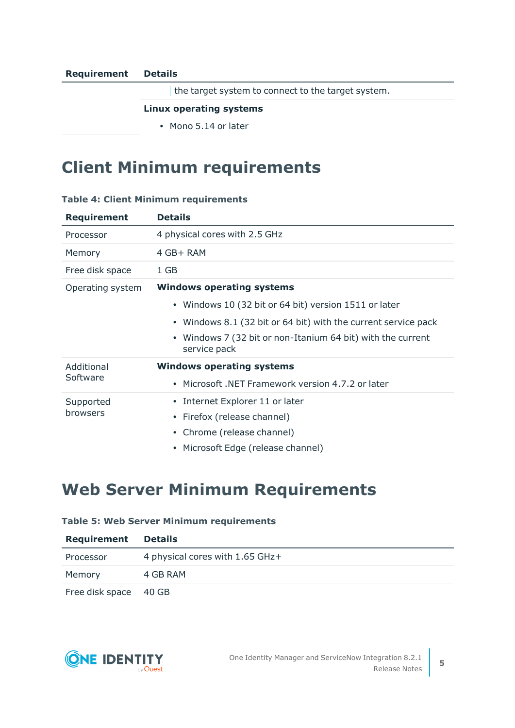| Requirement | Details |
| --- | --- |
| | the target system to connect to the target system. |
| | **Linux operating systems**<br>• Mono 5.14 or later |

## Client Minimum requirements

**Table 4: Client Minimum requirements**

| Requirement | Details |
| --- | --- |
| Processor | 4 physical cores with 2.5 GHz |
| Memory | 4 GB+ RAM |
| Free disk space | 1 GB |
| Operating system | **Windows operating systems**<br>• Windows 10 (32 bit or 64 bit) version 1511 or later<br>• Windows 8.1 (32 bit or 64 bit) with the current service pack<br>• Windows 7 (32 bit or non-Itanium 64 bit) with the current service pack |
| Additional Software | **Windows operating systems**<br>• Microsoft .NET Framework version 4.7.2 or later |
| Supported browsers | • Internet Explorer 11 or later<br>• Firefox (release channel)<br>• Chrome (release channel)<br>• Microsoft Edge (release channel) |

## Web Server Minimum Requirements

**Table 5: Web Server Minimum requirements**

| Requirement | Details |
| --- | --- |
| Processor | 4 physical cores with 1.65 GHz+ |
| Memory | 4 GB RAM |
| Free disk space | 40 GB |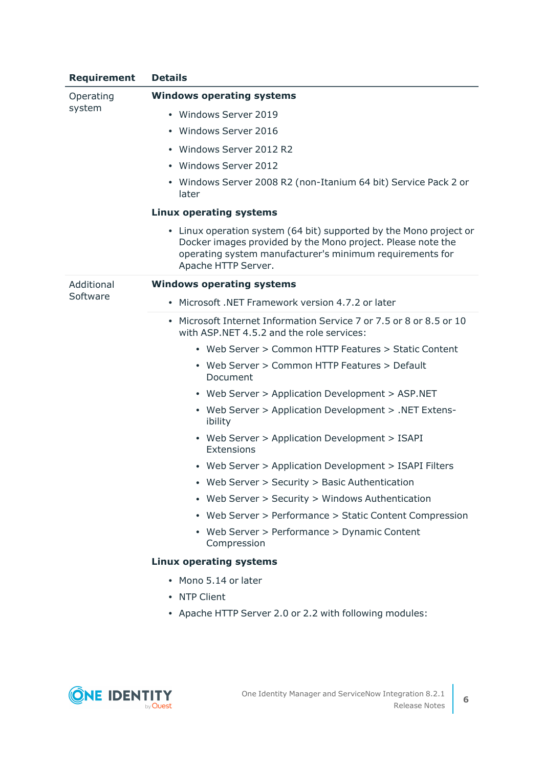| Requirement | Details |
|---|---|
| Operating system | **Windows operating systems**<br>• Windows Server 2019<br>• Windows Server 2016<br>• Windows Server 2012 R2<br>• Windows Server 2012<br>• Windows Server 2008 R2 (non-Itanium 64 bit) Service Pack 2 or later<br>**Linux operating systems**<br>• Linux operation system (64 bit) supported by the Mono project or Docker images provided by the Mono project. Please note the operating system manufacturer's minimum requirements for Apache HTTP Server. |
| Additional Software | **Windows operating systems**<br>• Microsoft .NET Framework version 4.7.2 or later |
| | • Microsoft Internet Information Service 7 or 7.5 or 8 or 8.5 or 10 with ASP.NET 4.5.2 and the role services:<br>&nbsp;&nbsp;• Web Server > Common HTTP Features > Static Content<br>&nbsp;&nbsp;• Web Server > Common HTTP Features > Default Document<br>&nbsp;&nbsp;• Web Server > Application Development > ASP.NET<br>&nbsp;&nbsp;• Web Server > Application Development > .NET Extensibility<br>&nbsp;&nbsp;• Web Server > Application Development > ISAPI Extensions<br>&nbsp;&nbsp;• Web Server > Application Development > ISAPI Filters<br>&nbsp;&nbsp;• Web Server > Security > Basic Authentication<br>&nbsp;&nbsp;• Web Server > Security > Windows Authentication<br>&nbsp;&nbsp;• Web Server > Performance > Static Content Compression<br>&nbsp;&nbsp;• Web Server > Performance > Dynamic Content Compression<br>**Linux operating systems**<br>• Mono 5.14 or later<br>• NTP Client<br>• Apache HTTP Server 2.0 or 2.2 with following modules: |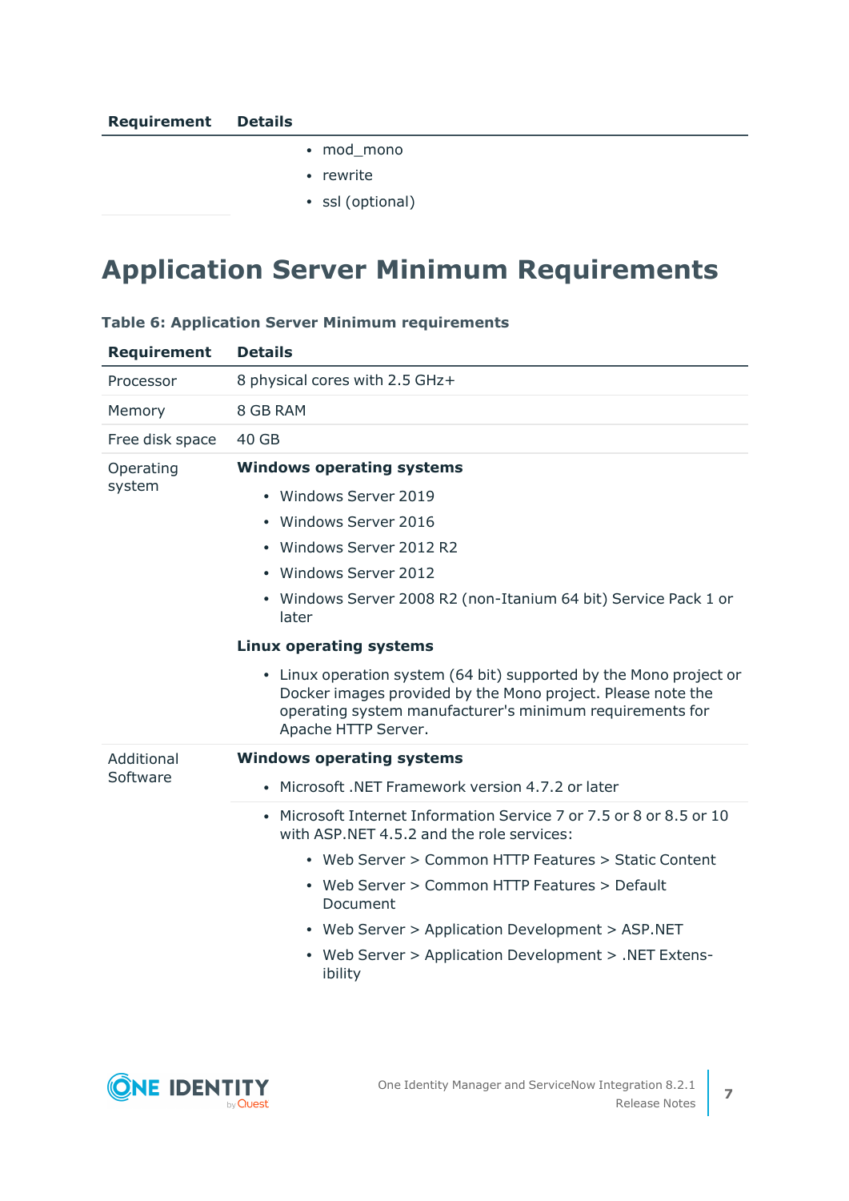| Requirement | Details |
|---|---|
| | • mod_mono<br>• rewrite<br>• ssl (optional) |

# Application Server Minimum Requirements

**Table 6: Application Server Minimum requirements**

| Requirement | Details |
|---|---|
| Processor | 8 physical cores with 2.5 GHz+ |
| Memory | 8 GB RAM |
| Free disk space | 40 GB |
| Operating system | **Windows operating systems**<br>• Windows Server 2019<br>• Windows Server 2016<br>• Windows Server 2012 R2<br>• Windows Server 2012<br>• Windows Server 2008 R2 (non-Itanium 64 bit) Service Pack 1 or later<br>**Linux operating systems**<br>• Linux operation system (64 bit) supported by the Mono project or Docker images provided by the Mono project. Please note the operating system manufacturer's minimum requirements for Apache HTTP Server. |
| Additional Software | **Windows operating systems**<br>• Microsoft .NET Framework version 4.7.2 or later |
| | • Microsoft Internet Information Service 7 or 7.5 or 8 or 8.5 or 10 with ASP.NET 4.5.2 and the role services:<br>  ◦ Web Server > Common HTTP Features > Static Content<br>  ◦ Web Server > Common HTTP Features > Default Document<br>  ◦ Web Server > Application Development > ASP.NET<br>  ◦ Web Server > Application Development > .NET Extensibility |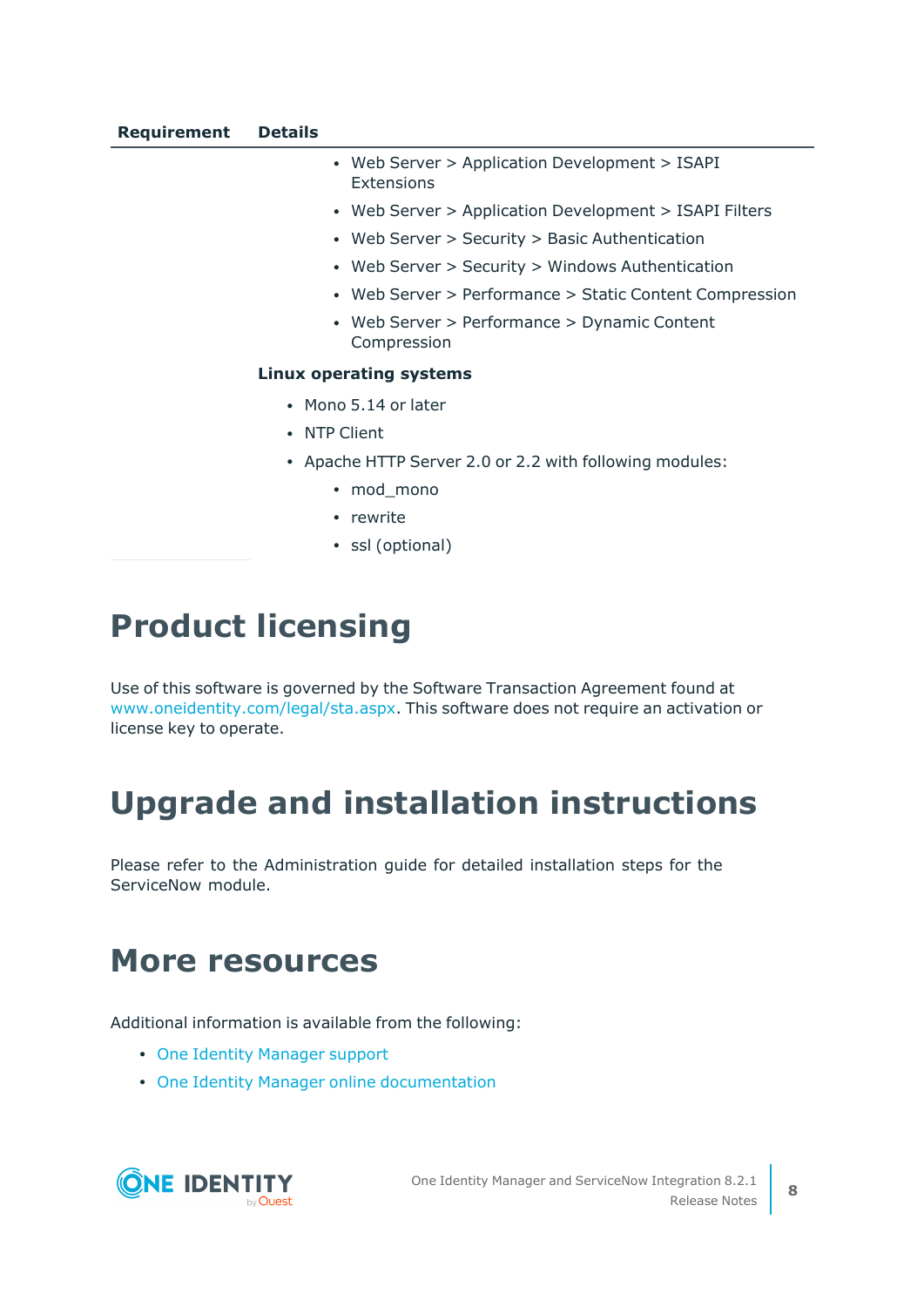| Requirement | Details |
|---|---|
| | • Web Server > Application Development > ISAPI Extensions<br>• Web Server > Application Development > ISAPI Filters<br>• Web Server > Security > Basic Authentication<br>• Web Server > Security > Windows Authentication<br>• Web Server > Performance > Static Content Compression<br>• Web Server > Performance > Dynamic Content Compression<br>**Linux operating systems**<br>• Mono 5.14 or later<br>• NTP Client<br>• Apache HTTP Server 2.0 or 2.2 with following modules:<br>  • mod_mono<br>  • rewrite<br>  • ssl (optional) |

# Product licensing

Use of this software is governed by the Software Transaction Agreement found at www.oneidentity.com/legal/sta.aspx. This software does not require an activation or license key to operate.

# Upgrade and installation instructions

Please refer to the Administration guide for detailed installation steps for the ServiceNow module.

# More resources

Additional information is available from the following:

- One Identity Manager support
- One Identity Manager online documentation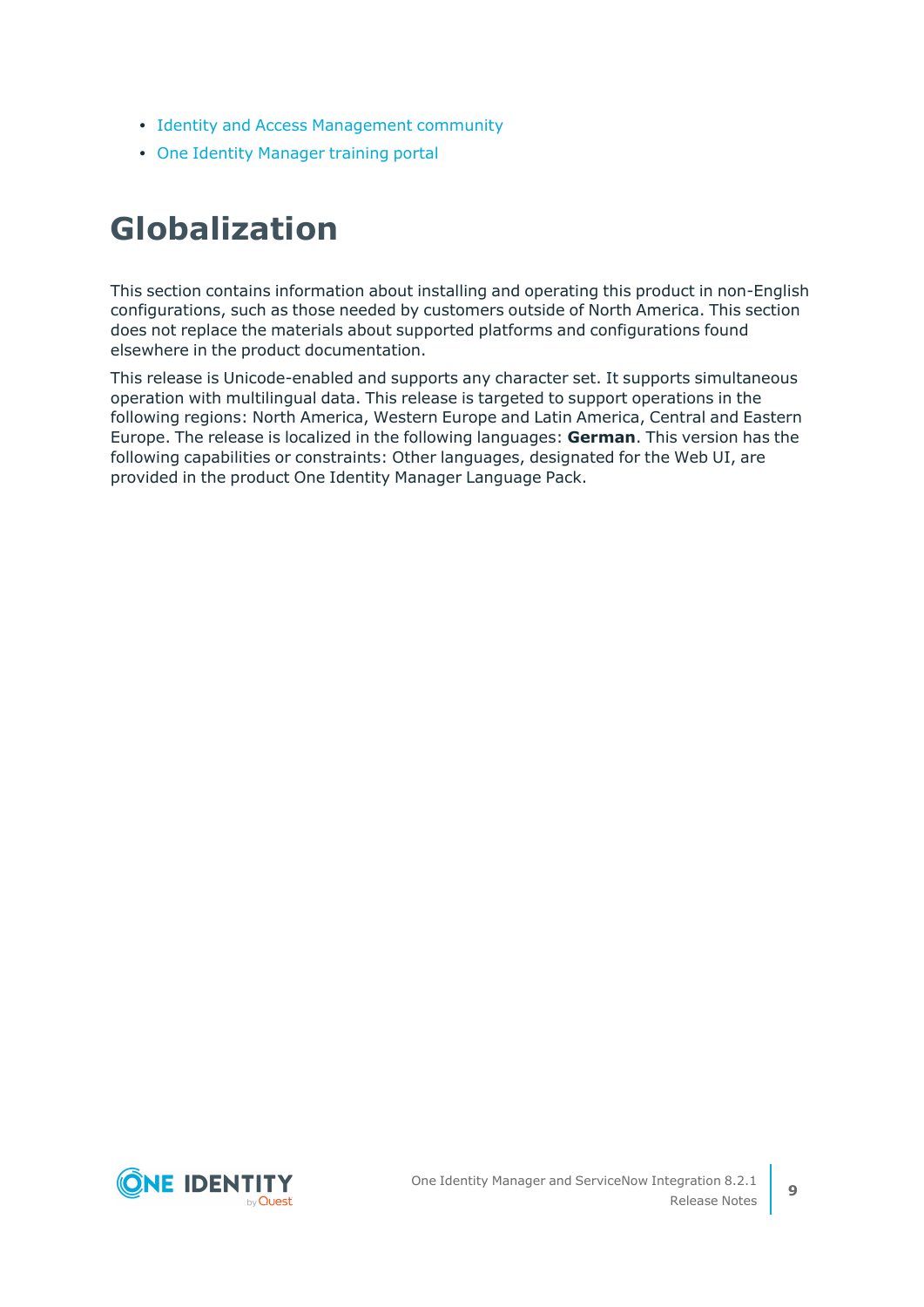- Identity and Access Management community
- One Identity Manager training portal

# Globalization

This section contains information about installing and operating this product in non-English configurations, such as those needed by customers outside of North America. This section does not replace the materials about supported platforms and configurations found elsewhere in the product documentation.

This release is Unicode-enabled and supports any character set. It supports simultaneous operation with multilingual data. This release is targeted to support operations in the following regions: North America, Western Europe and Latin America, Central and Eastern Europe. The release is localized in the following languages: **German**. This version has the following capabilities or constraints: Other languages, designated for the Web UI, are provided in the product One Identity Manager Language Pack.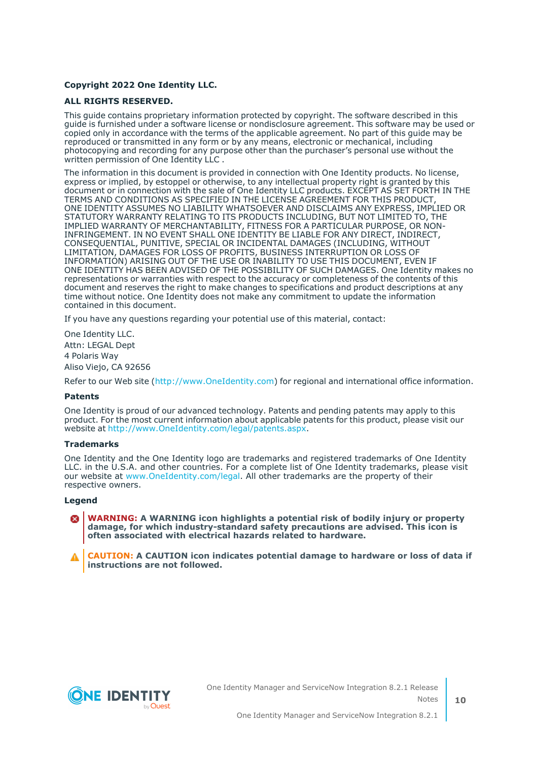**Copyright 2022 One Identity LLC.**

**ALL RIGHTS RESERVED.**

This guide contains proprietary information protected by copyright. The software described in this guide is furnished under a software license or nondisclosure agreement. This software may be used or copied only in accordance with the terms of the applicable agreement. No part of this guide may be reproduced or transmitted in any form or by any means, electronic or mechanical, including photocopying and recording for any purpose other than the purchaser's personal use without the written permission of One Identity LLC .

The information in this document is provided in connection with One Identity products. No license, express or implied, by estoppel or otherwise, to any intellectual property right is granted by this document or in connection with the sale of One Identity LLC products. EXCEPT AS SET FORTH IN THE TERMS AND CONDITIONS AS SPECIFIED IN THE LICENSE AGREEMENT FOR THIS PRODUCT, ONE IDENTITY ASSUMES NO LIABILITY WHATSOEVER AND DISCLAIMS ANY EXPRESS, IMPLIED OR STATUTORY WARRANTY RELATING TO ITS PRODUCTS INCLUDING, BUT NOT LIMITED TO, THE IMPLIED WARRANTY OF MERCHANTABILITY, FITNESS FOR A PARTICULAR PURPOSE, OR NON-INFRINGEMENT. IN NO EVENT SHALL ONE IDENTITY BE LIABLE FOR ANY DIRECT, INDIRECT, CONSEQUENTIAL, PUNITIVE, SPECIAL OR INCIDENTAL DAMAGES (INCLUDING, WITHOUT LIMITATION, DAMAGES FOR LOSS OF PROFITS, BUSINESS INTERRUPTION OR LOSS OF INFORMATION) ARISING OUT OF THE USE OR INABILITY TO USE THIS DOCUMENT, EVEN IF ONE IDENTITY HAS BEEN ADVISED OF THE POSSIBILITY OF SUCH DAMAGES. One Identity makes no representations or warranties with respect to the accuracy or completeness of the contents of this document and reserves the right to make changes to specifications and product descriptions at any time without notice. One Identity does not make any commitment to update the information contained in this document.

If you have any questions regarding your potential use of this material, contact:

One Identity LLC.
Attn: LEGAL Dept
4 Polaris Way
Aliso Viejo, CA 92656

Refer to our Web site (http://www.OneIdentity.com) for regional and international office information.

**Patents**

One Identity is proud of our advanced technology. Patents and pending patents may apply to this product. For the most current information about applicable patents for this product, please visit our website at http://www.OneIdentity.com/legal/patents.aspx.

**Trademarks**

One Identity and the One Identity logo are trademarks and registered trademarks of One Identity LLC. in the U.S.A. and other countries. For a complete list of One Identity trademarks, please visit our website at www.OneIdentity.com/legal. All other trademarks are the property of their respective owners.

**Legend**

**WARNING: A WARNING icon highlights a potential risk of bodily injury or property damage, for which industry-standard safety precautions are advised. This icon is often associated with electrical hazards related to hardware.**

**CAUTION: A CAUTION icon indicates potential damage to hardware or loss of data if instructions are not followed.**